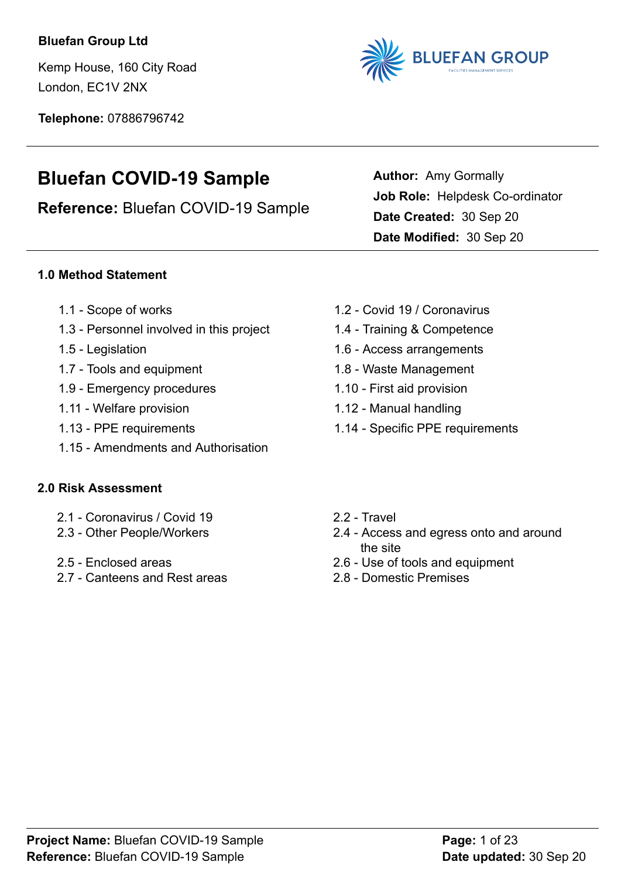**Bluefan Group Ltd**

Kemp House, 160 City Road
London, EC1V 2NX

**Telephone:** 07886796742

# Bluefan COVID-19 Sample

## **Reference:** Bluefan COVID-19 Sample

**Author:** Amy Gormally
**Job Role:** Helpdesk Co-ordinator
**Date Created:** 30 Sep 20
**Date Modified:** 30 Sep 20

### 1.0 Method Statement

- 1.1 - Scope of works
- 1.2 - Covid 19 / Coronavirus
- 1.3 - Personnel involved in this project
- 1.4 - Training & Competence
- 1.5 - Legislation
- 1.6 - Access arrangements
- 1.7 - Tools and equipment
- 1.8 - Waste Management
- 1.9 - Emergency procedures
- 1.10 - First aid provision
- 1.11 - Welfare provision
- 1.12 - Manual handling
- 1.13 - PPE requirements
- 1.14 - Specific PPE requirements
- 1.15 - Amendments and Authorisation

### 2.0 Risk Assessment

- 2.1 - Coronavirus / Covid 19
- 2.2 - Travel
- 2.3 - Other People/Workers
- 2.4 - Access and egress onto and around the site
- 2.5 - Enclosed areas
- 2.6 - Use of tools and equipment
- 2.7 - Canteens and Rest areas
- 2.8 - Domestic Premises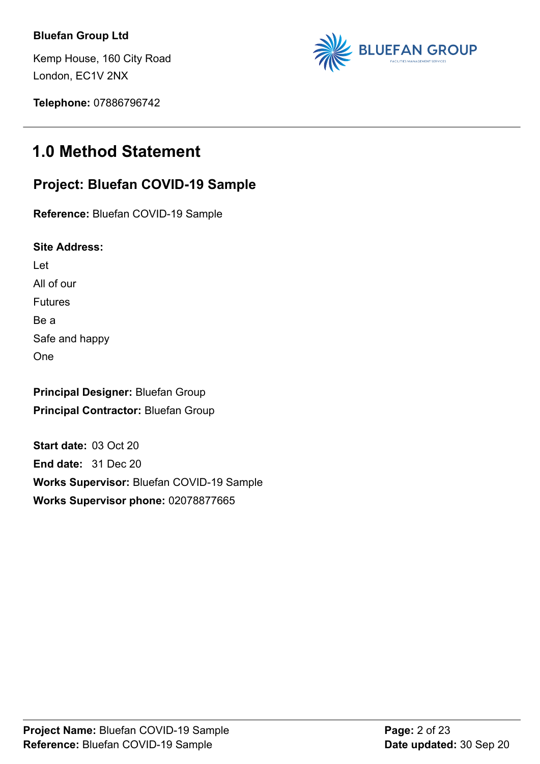**Bluefan Group Ltd**

Kemp House, 160 City Road
London, EC1V 2NX

**Telephone:** 07886796742

# 1.0 Method Statement

## Project: Bluefan COVID-19 Sample

**Reference:** Bluefan COVID-19 Sample

**Site Address:**

Let
All of our
Futures
Be a
Safe and happy
One

**Principal Designer:** Bluefan Group
**Principal Contractor:** Bluefan Group

**Start date:** 03 Oct 20
**End date:** 31 Dec 20
**Works Supervisor:** Bluefan COVID-19 Sample
**Works Supervisor phone:** 02078877665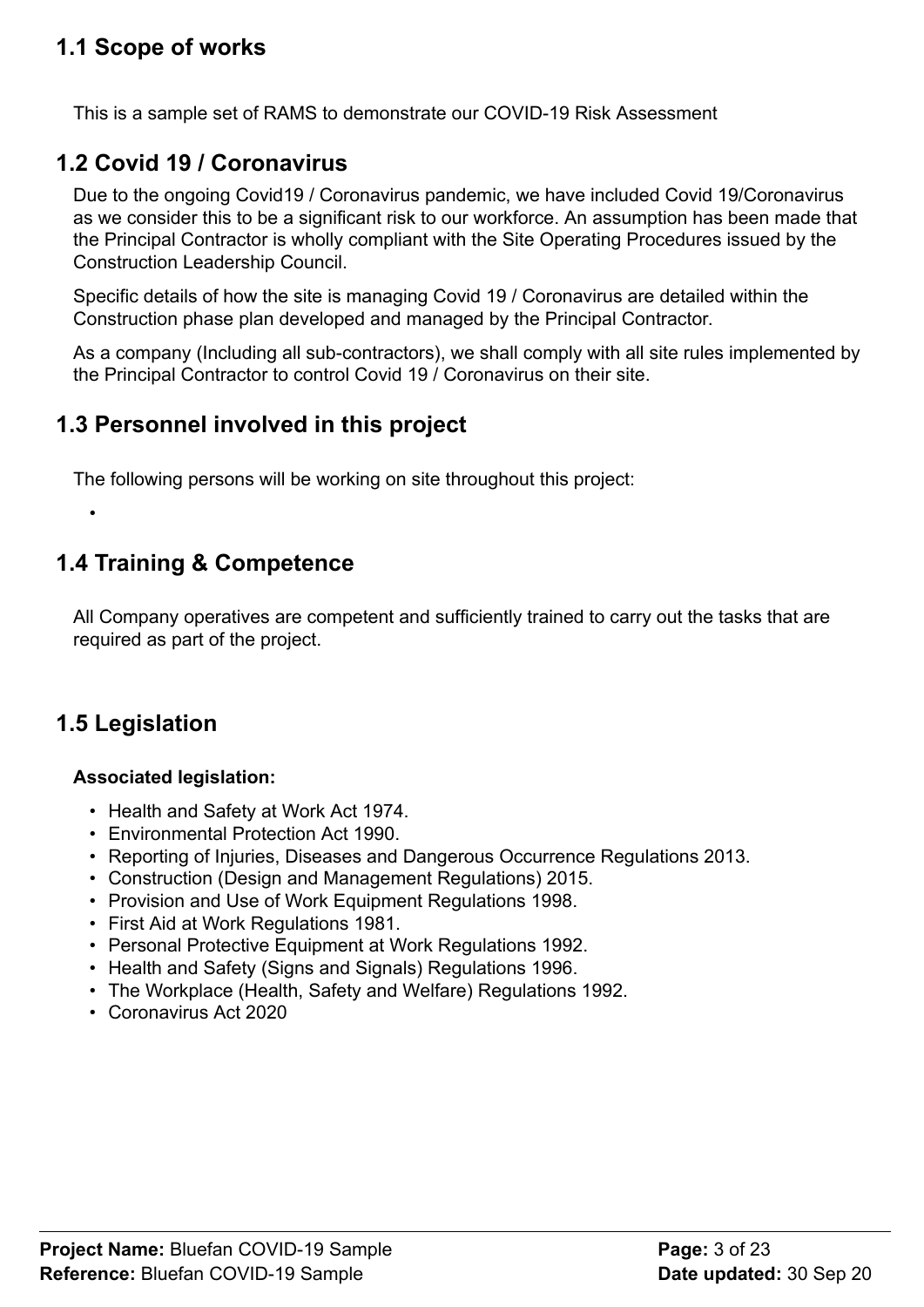## 1.1 Scope of works

This is a sample set of RAMS to demonstrate our COVID-19 Risk Assessment

## 1.2 Covid 19 / Coronavirus

Due to the ongoing Covid19 / Coronavirus pandemic, we have included Covid 19/Coronavirus as we consider this to be a significant risk to our workforce. An assumption has been made that the Principal Contractor is wholly compliant with the Site Operating Procedures issued by the Construction Leadership Council.

Specific details of how the site is managing Covid 19 / Coronavirus are detailed within the Construction phase plan developed and managed by the Principal Contractor.

As a company (Including all sub-contractors), we shall comply with all site rules implemented by the Principal Contractor to control Covid 19 / Coronavirus on their site.

## 1.3 Personnel involved in this project

The following persons will be working on site throughout this project:

- 

## 1.4 Training & Competence

All Company operatives are competent and sufficiently trained to carry out the tasks that are required as part of the project.

## 1.5 Legislation

**Associated legislation:**

- Health and Safety at Work Act 1974.
- Environmental Protection Act 1990.
- Reporting of Injuries, Diseases and Dangerous Occurrence Regulations 2013.
- Construction (Design and Management Regulations) 2015.
- Provision and Use of Work Equipment Regulations 1998.
- First Aid at Work Regulations 1981.
- Personal Protective Equipment at Work Regulations 1992.
- Health and Safety (Signs and Signals) Regulations 1996.
- The Workplace (Health, Safety and Welfare) Regulations 1992.
- Coronavirus Act 2020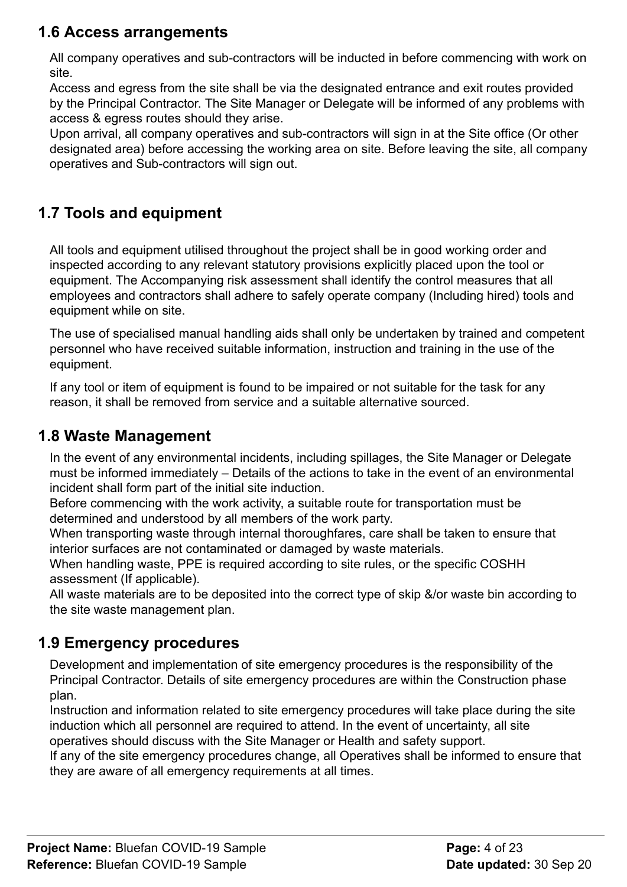## 1.6 Access arrangements

All company operatives and sub-contractors will be inducted in before commencing with work on site.
Access and egress from the site shall be via the designated entrance and exit routes provided by the Principal Contractor. The Site Manager or Delegate will be informed of any problems with access & egress routes should they arise.
Upon arrival, all company operatives and sub-contractors will sign in at the Site office (Or other designated area) before accessing the working area on site. Before leaving the site, all company operatives and Sub-contractors will sign out.

## 1.7 Tools and equipment

All tools and equipment utilised throughout the project shall be in good working order and inspected according to any relevant statutory provisions explicitly placed upon the tool or equipment. The Accompanying risk assessment shall identify the control measures that all employees and contractors shall adhere to safely operate company (Including hired) tools and equipment while on site.

The use of specialised manual handling aids shall only be undertaken by trained and competent personnel who have received suitable information, instruction and training in the use of the equipment.

If any tool or item of equipment is found to be impaired or not suitable for the task for any reason, it shall be removed from service and a suitable alternative sourced.

## 1.8 Waste Management

In the event of any environmental incidents, including spillages, the Site Manager or Delegate must be informed immediately – Details of the actions to take in the event of an environmental incident shall form part of the initial site induction.
Before commencing with the work activity, a suitable route for transportation must be determined and understood by all members of the work party.
When transporting waste through internal thoroughfares, care shall be taken to ensure that interior surfaces are not contaminated or damaged by waste materials.
When handling waste, PPE is required according to site rules, or the specific COSHH assessment (If applicable).
All waste materials are to be deposited into the correct type of skip &/or waste bin according to the site waste management plan.

## 1.9 Emergency procedures

Development and implementation of site emergency procedures is the responsibility of the Principal Contractor. Details of site emergency procedures are within the Construction phase plan.
Instruction and information related to site emergency procedures will take place during the site induction which all personnel are required to attend. In the event of uncertainty, all site operatives should discuss with the Site Manager or Health and safety support.
If any of the site emergency procedures change, all Operatives shall be informed to ensure that they are aware of all emergency requirements at all times.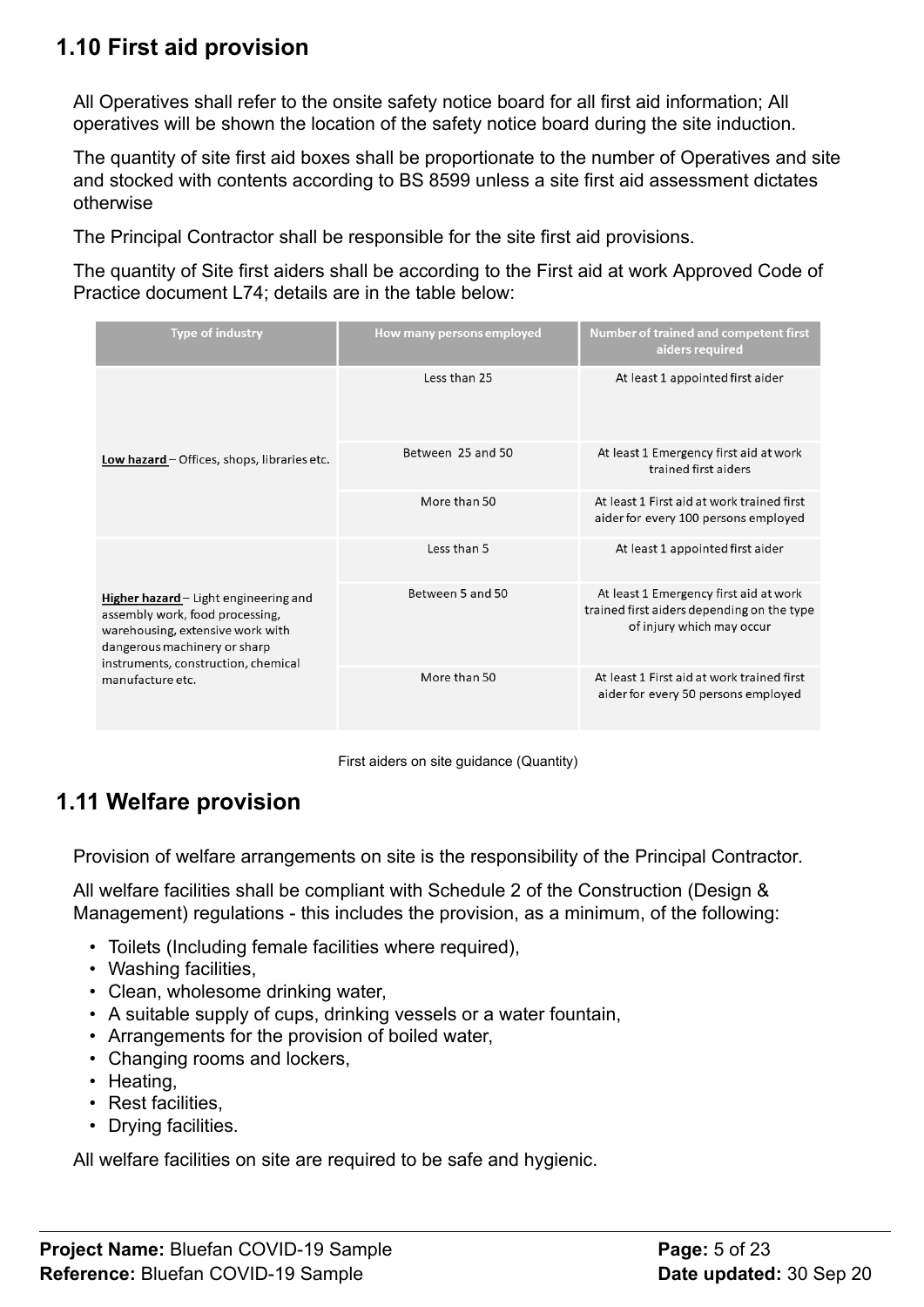## 1.10 First aid provision

All Operatives shall refer to the onsite safety notice board for all first aid information; All operatives will be shown the location of the safety notice board during the site induction.

The quantity of site first aid boxes shall be proportionate to the number of Operatives and site and stocked with contents according to BS 8599 unless a site first aid assessment dictates otherwise

The Principal Contractor shall be responsible for the site first aid provisions.

The quantity of Site first aiders shall be according to the First aid at work Approved Code of Practice document L74; details are in the table below:

| Type of industry | How many persons employed | Number of trained and competent first aiders required |
|---|---|---|
| **Low hazard** – Offices, shops, libraries etc. | Less than 25 | At least 1 appointed first aider |
| | Between 25 and 50 | At least 1 Emergency first aid at work trained first aiders |
| | More than 50 | At least 1 First aid at work trained first aider for every 100 persons employed |
| **Higher hazard** – Light engineering and assembly work, food processing, warehousing, extensive work with dangerous machinery or sharp instruments, construction, chemical manufacture etc. | Less than 5 | At least 1 appointed first aider |
| | Between 5 and 50 | At least 1 Emergency first aid at work trained first aiders depending on the type of injury which may occur |
| | More than 50 | At least 1 First aid at work trained first aider for every 50 persons employed |

First aiders on site guidance (Quantity)

## 1.11 Welfare provision

Provision of welfare arrangements on site is the responsibility of the Principal Contractor.

All welfare facilities shall be compliant with Schedule 2 of the Construction (Design & Management) regulations - this includes the provision, as a minimum, of the following:

- Toilets (Including female facilities where required),
- Washing facilities,
- Clean, wholesome drinking water,
- A suitable supply of cups, drinking vessels or a water fountain,
- Arrangements for the provision of boiled water,
- Changing rooms and lockers,
- Heating,
- Rest facilities,
- Drying facilities.

All welfare facilities on site are required to be safe and hygienic.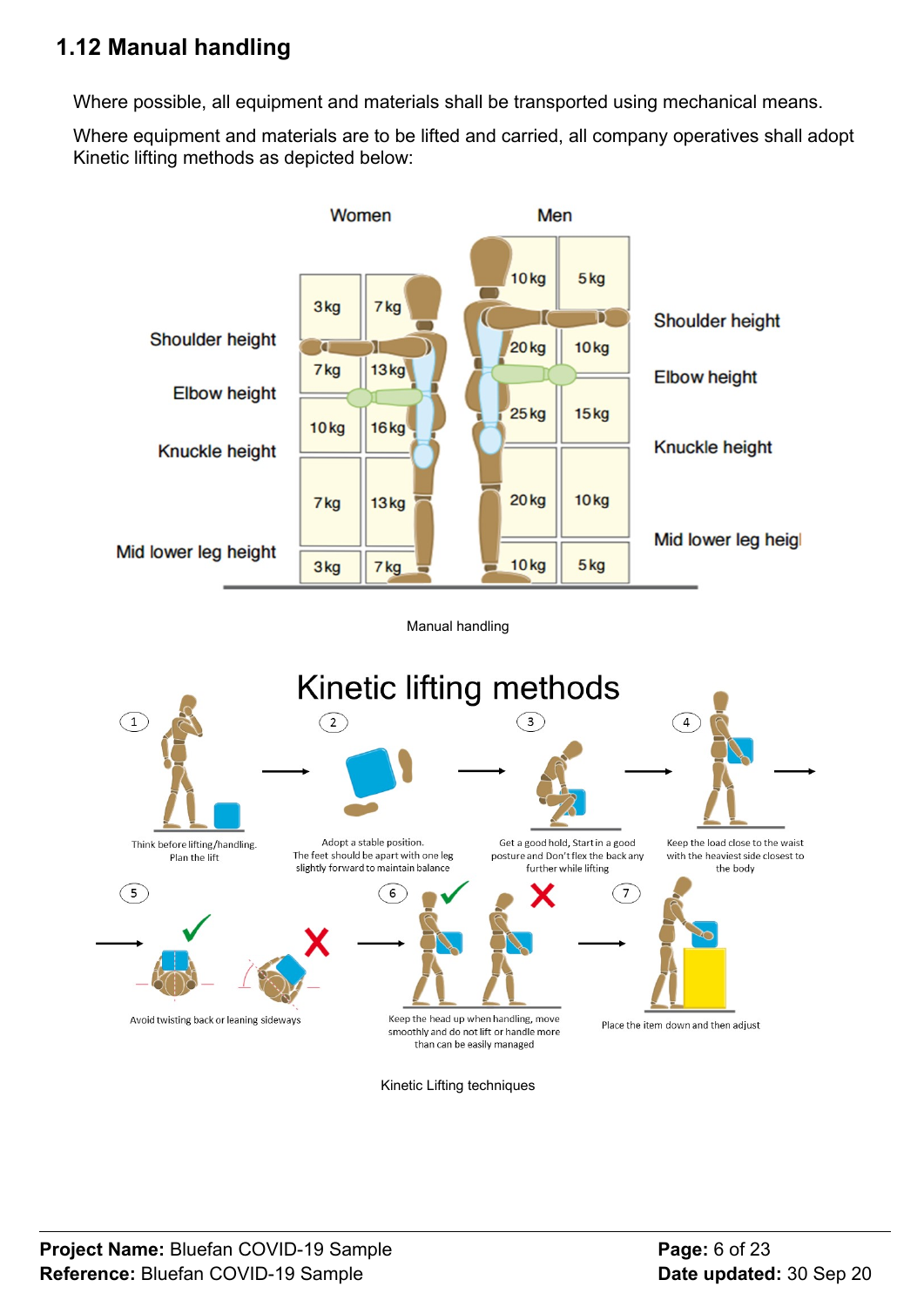## 1.12 Manual handling

Where possible, all equipment and materials shall be transported using mechanical means.

Where equipment and materials are to be lifted and carried, all company operatives shall adopt Kinetic lifting methods as depicted below:

Women

| | | |
|---|---|---|
| Shoulder height | 3kg | 7kg |
| Elbow height | 7kg | 13kg |
| Knuckle height | 10kg | 16kg |
| | 7kg | 13kg |
| Mid lower leg height | 3kg | 7kg |

Men

| | | |
|---|---|---|
| | 10kg | 5kg |
| Shoulder height | 20kg | 10kg |
| Elbow height | 25kg | 15kg |
| Knuckle height | 20kg | 10kg |
| Mid lower leg heig | 10kg | 5kg |

Manual handling

Kinetic lifting methods

1. Think before lifting/handling. Plan the lift
2. Adopt a stable position. The feet should be apart with one leg slightly forward to maintain balance
3. Get a good hold, Start in a good posture and Don't flex the back any further while lifting
4. Keep the load close to the waist with the heaviest side closest to the body
5. Avoid twisting back or leaning sideways
6. Keep the head up when handling, move smoothly and do not lift or handle more than can be easily managed
7. Place the item down and then adjust

Kinetic Lifting techniques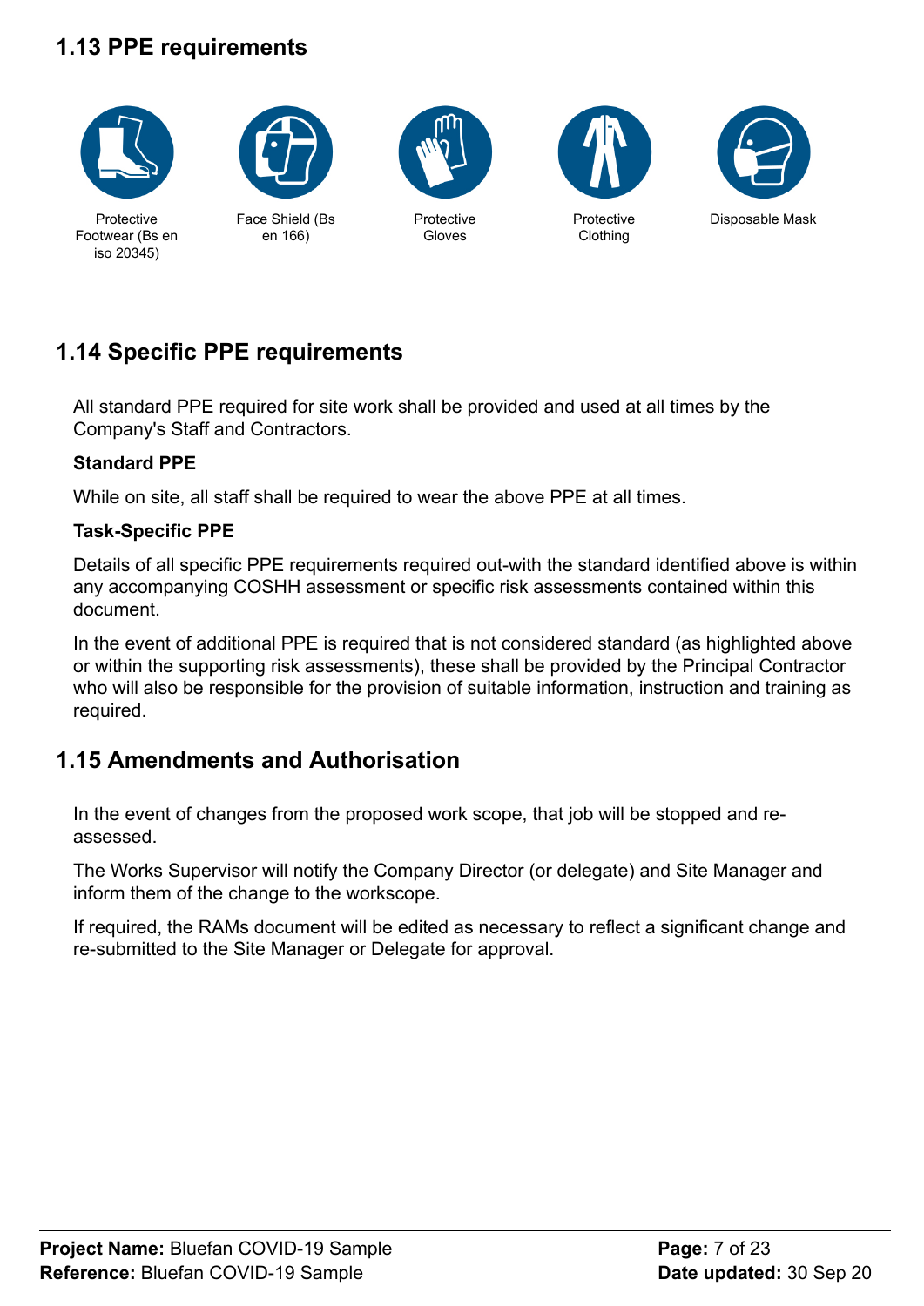## 1.13 PPE requirements

Protective Footwear (Bs en iso 20345)

Face Shield (Bs en 166)

Protective Gloves

Protective Clothing

Disposable Mask

## 1.14 Specific PPE requirements

All standard PPE required for site work shall be provided and used at all times by the Company's Staff and Contractors.

**Standard PPE**

While on site, all staff shall be required to wear the above PPE at all times.

**Task-Specific PPE**

Details of all specific PPE requirements required out-with the standard identified above is within any accompanying COSHH assessment or specific risk assessments contained within this document.

In the event of additional PPE is required that is not considered standard (as highlighted above or within the supporting risk assessments), these shall be provided by the Principal Contractor who will also be responsible for the provision of suitable information, instruction and training as required.

## 1.15 Amendments and Authorisation

In the event of changes from the proposed work scope, that job will be stopped and re-assessed.

The Works Supervisor will notify the Company Director (or delegate) and Site Manager and inform them of the change to the workscope.

If required, the RAMs document will be edited as necessary to reflect a significant change and re-submitted to the Site Manager or Delegate for approval.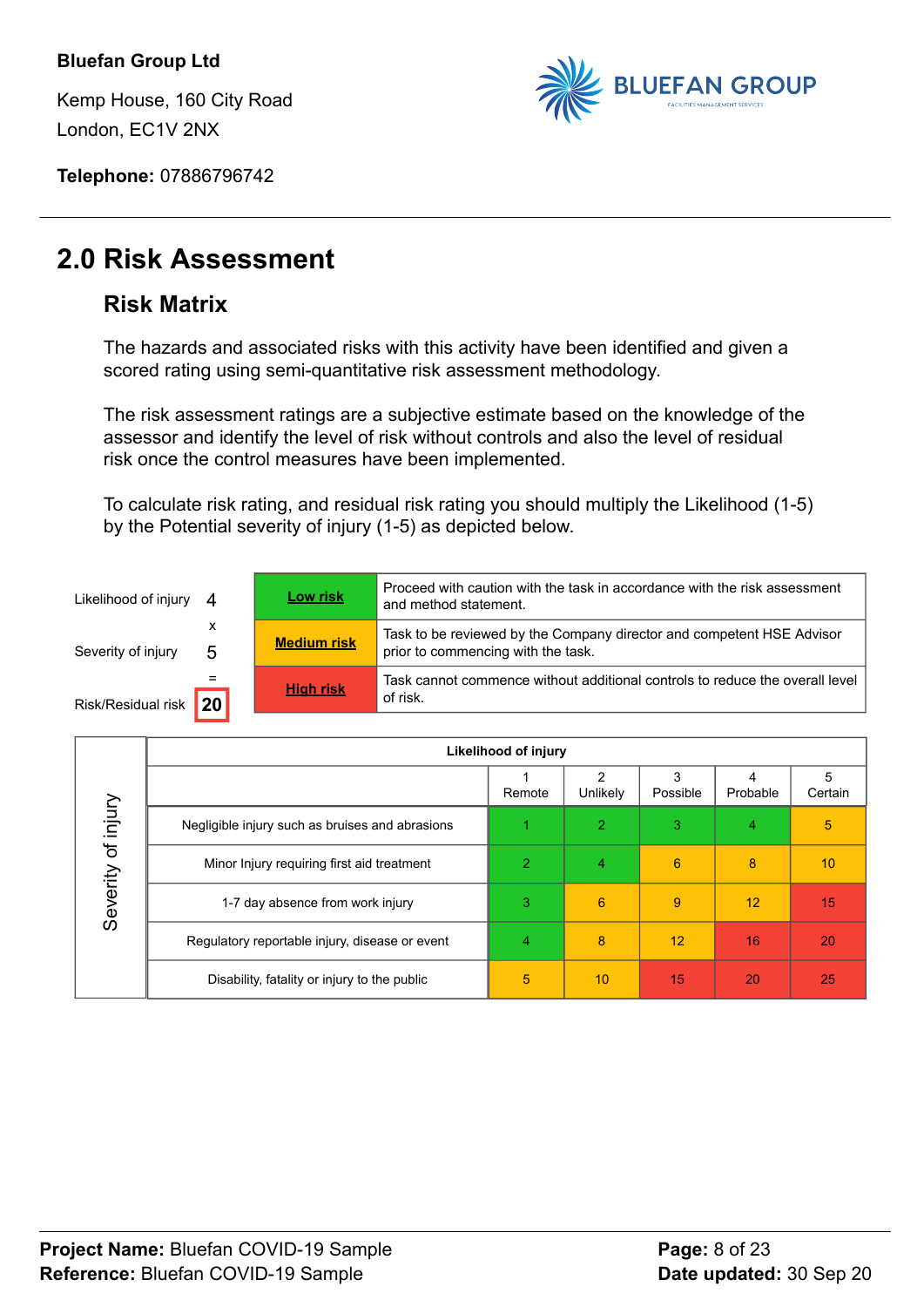**Bluefan Group Ltd**

Kemp House, 160 City Road
London, EC1V 2NX

**Telephone:** 07886796742

# 2.0 Risk Assessment

## Risk Matrix

The hazards and associated risks with this activity have been identified and given a scored rating using semi-quantitative risk assessment methodology.

The risk assessment ratings are a subjective estimate based on the knowledge of the assessor and identify the level of risk without controls and also the level of residual risk once the control measures have been implemented.

To calculate risk rating, and residual risk rating you should multiply the Likelihood (1-5) by the Potential severity of injury (1-5) as depicted below.

Likelihood of injury 4
x
Severity of injury 5
=
Risk/Residual risk **20**

| | |
|---|---|
| **Low risk** | Proceed with caution with the task in accordance with the risk assessment and method statement. |
| **Medium risk** | Task to be reviewed by the Company director and competent HSE Advisor prior to commencing with the task. |
| **High risk** | Task cannot commence without additional controls to reduce the overall level of risk. |

| Severity of injury | Likelihood of injury | | | | |
|---|---|---|---|---|---|
| | 1 Remote | 2 Unlikely | 3 Possible | 4 Probable | 5 Certain |
| Negligible injury such as bruises and abrasions | 1 | 2 | 3 | 4 | 5 |
| Minor Injury requiring first aid treatment | 2 | 4 | 6 | 8 | 10 |
| 1-7 day absence from work injury | 3 | 6 | 9 | 12 | 15 |
| Regulatory reportable injury, disease or event | 4 | 8 | 12 | 16 | 20 |
| Disability, fatality or injury to the public | 5 | 10 | 15 | 20 | 25 |

**Project Name:** Bluefan COVID-19 Sample
**Reference:** Bluefan COVID-19 Sample
**Date updated:** 30 Sep 20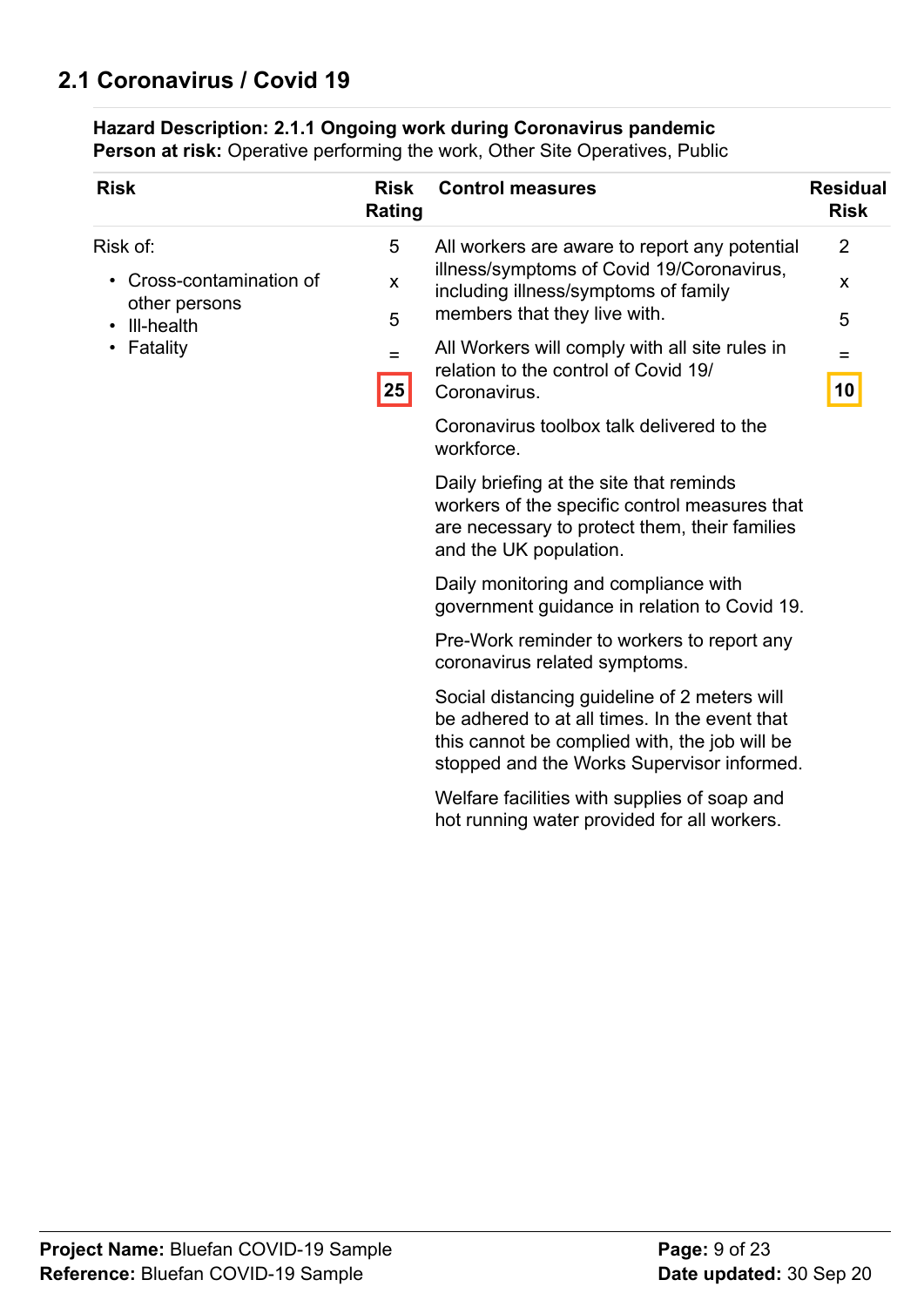## 2.1 Coronavirus / Covid 19

**Hazard Description: 2.1.1 Ongoing work during Coronavirus pandemic**
**Person at risk:** Operative performing the work, Other Site Operatives, Public

| Risk | Risk Rating | Control measures | Residual Risk |
|---|---|---|---|
| Risk of:<br>• Cross-contamination of other persons<br>• Ill-health<br>• Fatality | 5<br>x<br>5<br>=<br>**25** | All workers are aware to report any potential illness/symptoms of Covid 19/Coronavirus, including illness/symptoms of family members that they live with.<br><br>All Workers will comply with all site rules in relation to the control of Covid 19/ Coronavirus.<br><br>Coronavirus toolbox talk delivered to the workforce.<br><br>Daily briefing at the site that reminds workers of the specific control measures that are necessary to protect them, their families and the UK population.<br><br>Daily monitoring and compliance with government guidance in relation to Covid 19.<br><br>Pre-Work reminder to workers to report any coronavirus related symptoms.<br><br>Social distancing guideline of 2 meters will be adhered to at all times. In the event that this cannot be complied with, the job will be stopped and the Works Supervisor informed.<br><br>Welfare facilities with supplies of soap and hot running water provided for all workers. | 2<br>x<br>5<br>=<br>**10** |

**Project Name:** Bluefan COVID-19 Sample
**Reference:** Bluefan COVID-19 Sample
**Date updated:** 30 Sep 20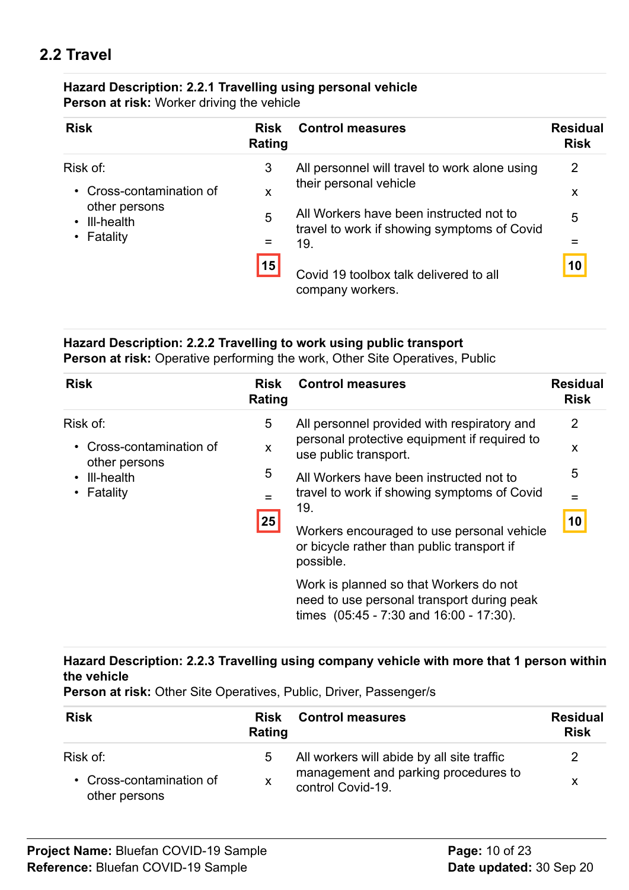## 2.2 Travel

**Hazard Description: 2.2.1 Travelling using personal vehicle**
**Person at risk:** Worker driving the vehicle

| Risk | Risk Rating | Control measures | Residual Risk |
|---|---|---|---|
| Risk of:<br>• Cross-contamination of other persons<br>• Ill-health<br>• Fatality | 3<br>x<br>5<br>=<br>**15** | All personnel will travel to work alone using their personal vehicle<br><br>All Workers have been instructed not to travel to work if showing symptoms of Covid 19.<br><br>Covid 19 toolbox talk delivered to all company workers. | 2<br>x<br>5<br>=<br>**10** |

**Hazard Description: 2.2.2 Travelling to work using public transport**
**Person at risk:** Operative performing the work, Other Site Operatives, Public

| Risk | Risk Rating | Control measures | Residual Risk |
|---|---|---|---|
| Risk of:<br>• Cross-contamination of other persons<br>• Ill-health<br>• Fatality | 5<br>x<br>5<br>=<br>**25** | All personnel provided with respiratory and personal protective equipment if required to use public transport.<br><br>All Workers have been instructed not to travel to work if showing symptoms of Covid 19.<br><br>Workers encouraged to use personal vehicle or bicycle rather than public transport if possible.<br><br>Work is planned so that Workers do not need to use personal transport during peak times (05:45 - 7:30 and 16:00 - 17:30). | 2<br>x<br>5<br>=<br>**10** |

**Hazard Description: 2.2.3 Travelling using company vehicle with more that 1 person within the vehicle**
**Person at risk:** Other Site Operatives, Public, Driver, Passenger/s

| Risk | Risk Rating | Control measures | Residual Risk |
|---|---|---|---|
| Risk of:<br>• Cross-contamination of other persons | 5<br>x | All workers will abide by all site traffic management and parking procedures to control Covid-19. | 2<br>x |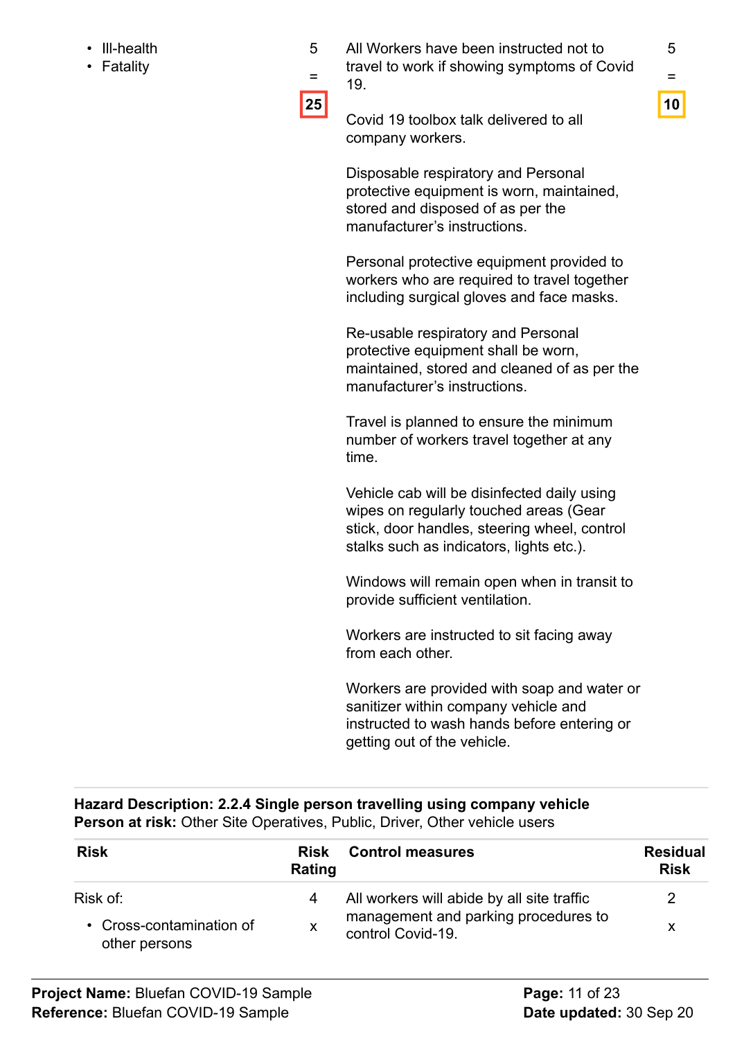| Risk | Risk Rating | Control measures | Residual Risk |
|---|---|---|---|
| • Ill-health<br>• Fatality | 5<br>=<br>**25** | All Workers have been instructed not to travel to work if showing symptoms of Covid 19.<br><br>Covid 19 toolbox talk delivered to all company workers.<br><br>Disposable respiratory and Personal protective equipment is worn, maintained, stored and disposed of as per the manufacturer's instructions.<br><br>Personal protective equipment provided to workers who are required to travel together including surgical gloves and face masks.<br><br>Re-usable respiratory and Personal protective equipment shall be worn, maintained, stored and cleaned of as per the manufacturer's instructions.<br><br>Travel is planned to ensure the minimum number of workers travel together at any time.<br><br>Vehicle cab will be disinfected daily using wipes on regularly touched areas (Gear stick, door handles, steering wheel, control stalks such as indicators, lights etc.).<br><br>Windows will remain open when in transit to provide sufficient ventilation.<br><br>Workers are instructed to sit facing away from each other.<br><br>Workers are provided with soap and water or sanitizer within company vehicle and instructed to wash hands before entering or getting out of the vehicle. | 5<br>=<br>**10** |

**Hazard Description: 2.2.4 Single person travelling using company vehicle**
**Person at risk:** Other Site Operatives, Public, Driver, Other vehicle users

| Risk | Risk Rating | Control measures | Residual Risk |
|---|---|---|---|
| Risk of:<br>• Cross-contamination of other persons | 4<br>x | All workers will abide by all site traffic management and parking procedures to control Covid-19. | 2<br>x |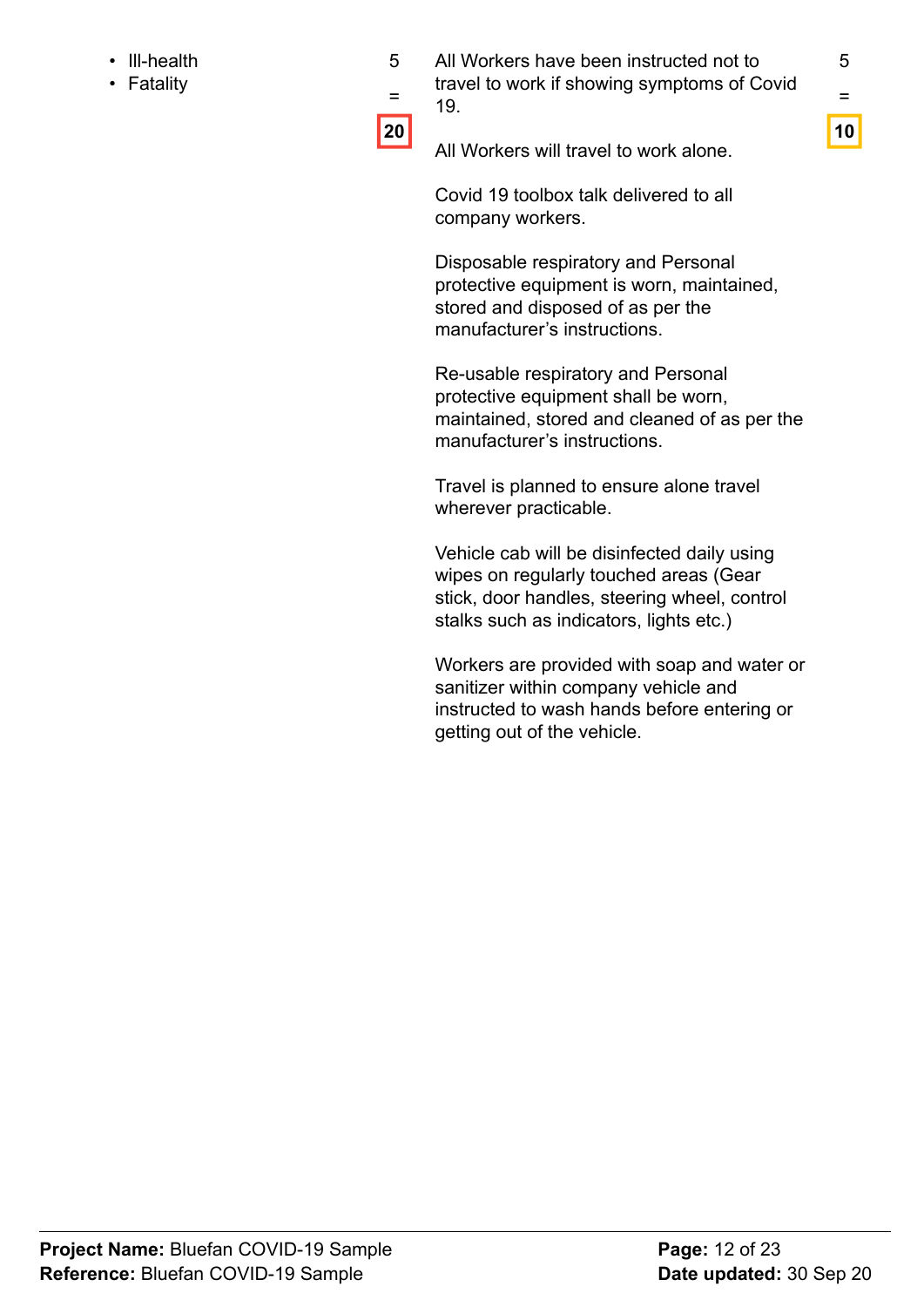| | | | |
|---|---|---|---|
| • Ill-health<br>• Fatality | 5<br>=<br>**20** | All Workers have been instructed not to travel to work if showing symptoms of Covid 19.<br><br>All Workers will travel to work alone.<br><br>Covid 19 toolbox talk delivered to all company workers.<br><br>Disposable respiratory and Personal protective equipment is worn, maintained, stored and disposed of as per the manufacturer's instructions.<br><br>Re-usable respiratory and Personal protective equipment shall be worn, maintained, stored and cleaned of as per the manufacturer's instructions.<br><br>Travel is planned to ensure alone travel wherever practicable.<br><br>Vehicle cab will be disinfected daily using wipes on regularly touched areas (Gear stick, door handles, steering wheel, control stalks such as indicators, lights etc.)<br><br>Workers are provided with soap and water or sanitizer within company vehicle and instructed to wash hands before entering or getting out of the vehicle. | 5<br>=<br>**10** |

**Project Name:** Bluefan COVID-19 Sample
**Reference:** Bluefan COVID-19 Sample
**Date updated:** 30 Sep 20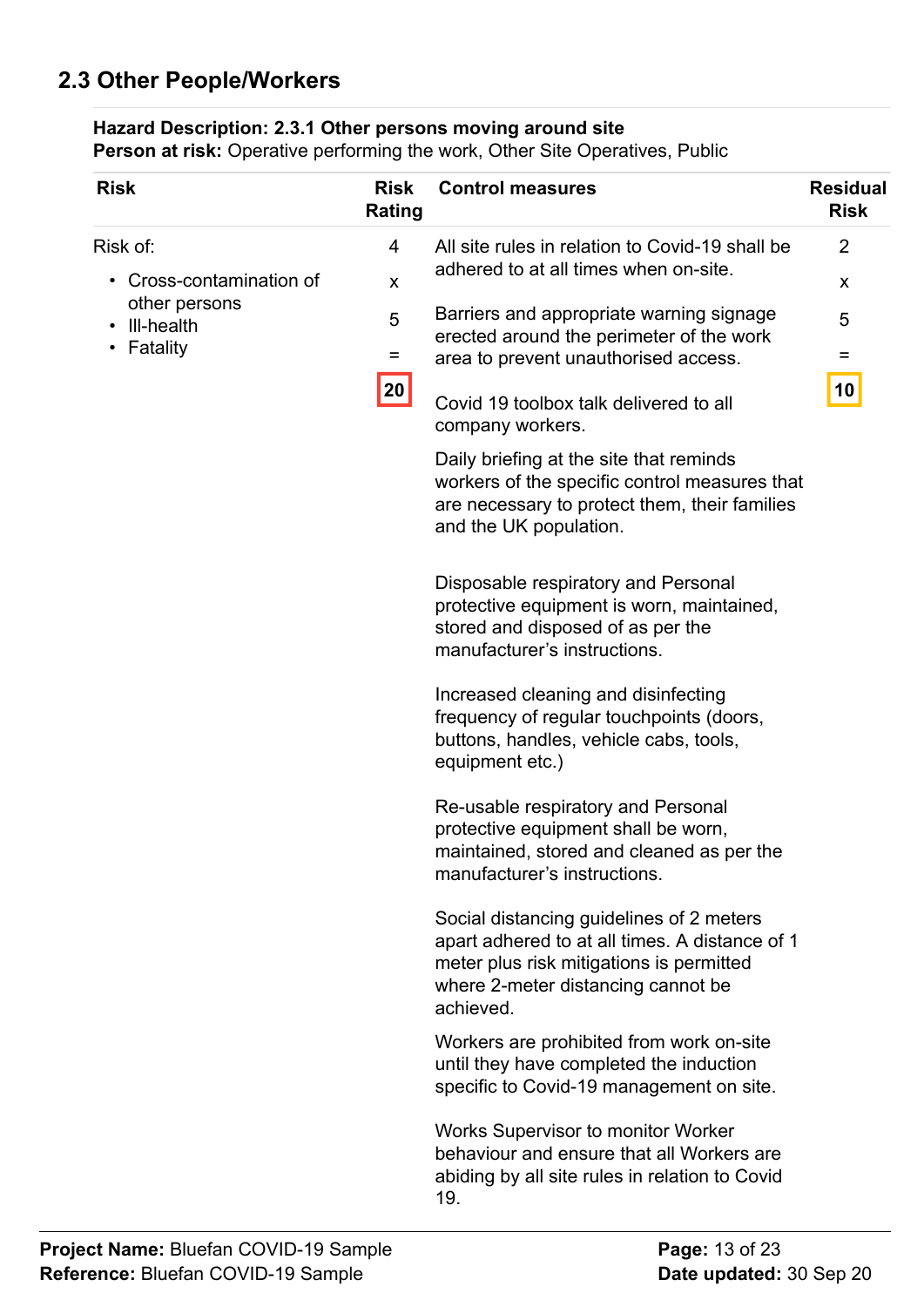## 2.3 Other People/Workers

**Hazard Description: 2.3.1 Other persons moving around site**
**Person at risk:** Operative performing the work, Other Site Operatives, Public

| Risk | Risk Rating | Control measures | Residual Risk |
|---|---|---|---|
| Risk of:<br>• Cross-contamination of other persons<br>• Ill-health<br>• Fatality | 4<br>x<br>5<br>=<br>**20** | All site rules in relation to Covid-19 shall be adhered to at all times when on-site.<br><br>Barriers and appropriate warning signage erected around the perimeter of the work area to prevent unauthorised access.<br><br>Covid 19 toolbox talk delivered to all company workers.<br><br>Daily briefing at the site that reminds workers of the specific control measures that are necessary to protect them, their families and the UK population.<br><br>Disposable respiratory and Personal protective equipment is worn, maintained, stored and disposed of as per the manufacturer's instructions.<br><br>Increased cleaning and disinfecting frequency of regular touchpoints (doors, buttons, handles, vehicle cabs, tools, equipment etc.)<br><br>Re-usable respiratory and Personal protective equipment shall be worn, maintained, stored and cleaned as per the manufacturer's instructions.<br><br>Social distancing guidelines of 2 meters apart adhered to at all times. A distance of 1 meter plus risk mitigations is permitted where 2-meter distancing cannot be achieved.<br><br>Workers are prohibited from work on-site until they have completed the induction specific to Covid-19 management on site.<br><br>Works Supervisor to monitor Worker behaviour and ensure that all Workers are abiding by all site rules in relation to Covid 19. | 2<br>x<br>5<br>=<br>**10** |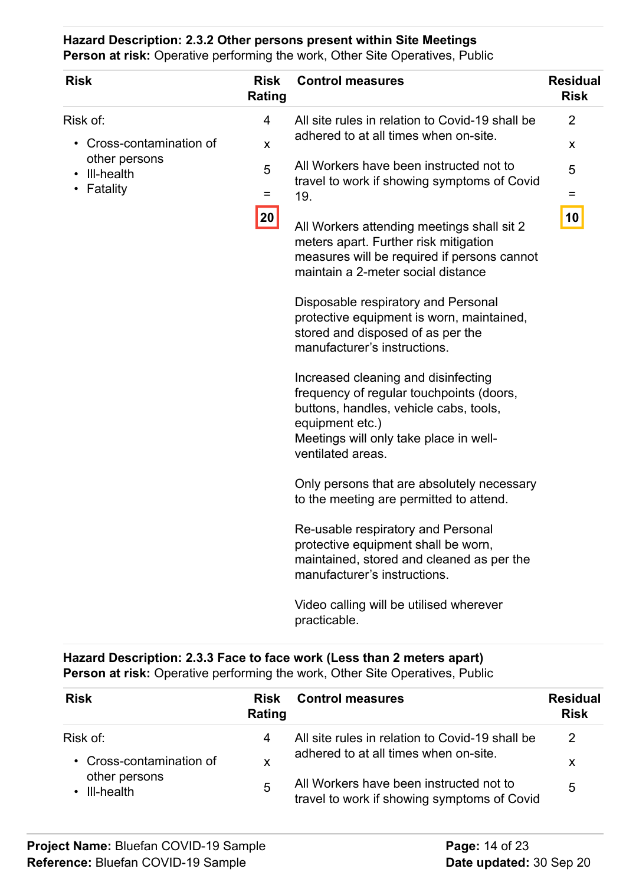**Hazard Description: 2.3.2 Other persons present within Site Meetings**
**Person at risk:** Operative performing the work, Other Site Operatives, Public

| Risk | Risk Rating | Control measures | Residual Risk |
|---|---|---|---|
| Risk of:<br>• Cross-contamination of other persons<br>• Ill-health<br>• Fatality | 4<br>x<br>5<br>=<br>**20** | All site rules in relation to Covid-19 shall be adhered to at all times when on-site.<br><br>All Workers have been instructed not to travel to work if showing symptoms of Covid 19.<br><br>All Workers attending meetings shall sit 2 meters apart. Further risk mitigation measures will be required if persons cannot maintain a 2-meter social distance<br><br>Disposable respiratory and Personal protective equipment is worn, maintained, stored and disposed of as per the manufacturer's instructions.<br><br>Increased cleaning and disinfecting frequency of regular touchpoints (doors, buttons, handles, vehicle cabs, tools, equipment etc.)<br>Meetings will only take place in well-ventilated areas.<br><br>Only persons that are absolutely necessary to the meeting are permitted to attend.<br><br>Re-usable respiratory and Personal protective equipment shall be worn, maintained, stored and cleaned as per the manufacturer's instructions.<br><br>Video calling will be utilised wherever practicable. | 2<br>x<br>5<br>=<br>**10** |

**Hazard Description: 2.3.3 Face to face work (Less than 2 meters apart)**
**Person at risk:** Operative performing the work, Other Site Operatives, Public

| Risk | Risk Rating | Control measures | Residual Risk |
|---|---|---|---|
| Risk of:<br>• Cross-contamination of other persons<br>• Ill-health | 4<br>x<br>5 | All site rules in relation to Covid-19 shall be adhered to at all times when on-site.<br><br>All Workers have been instructed not to travel to work if showing symptoms of Covid | 2<br>x<br>5 |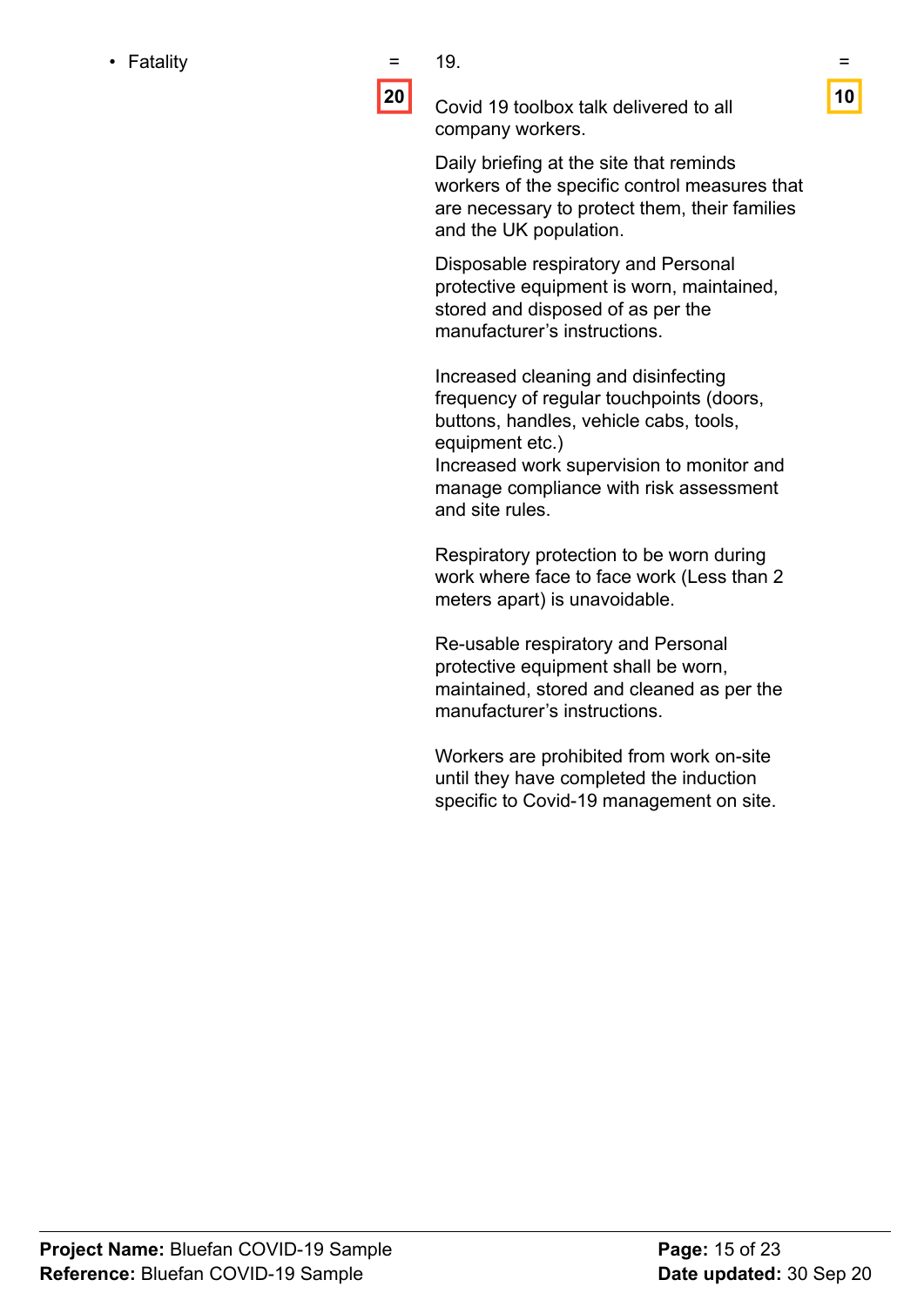| | | | |
|---|---|---|---|
| • Fatality | = **20** | 19.<br><br>Covid 19 toolbox talk delivered to all company workers.<br><br>Daily briefing at the site that reminds workers of the specific control measures that are necessary to protect them, their families and the UK population.<br><br>Disposable respiratory and Personal protective equipment is worn, maintained, stored and disposed of as per the manufacturer's instructions.<br><br>Increased cleaning and disinfecting frequency of regular touchpoints (doors, buttons, handles, vehicle cabs, tools, equipment etc.)<br>Increased work supervision to monitor and manage compliance with risk assessment and site rules.<br><br>Respiratory protection to be worn during work where face to face work (Less than 2 meters apart) is unavoidable.<br><br>Re-usable respiratory and Personal protective equipment shall be worn, maintained, stored and cleaned as per the manufacturer's instructions.<br><br>Workers are prohibited from work on-site until they have completed the induction specific to Covid-19 management on site. | = **10** |

**Project Name:** Bluefan COVID-19 Sample
**Reference:** Bluefan COVID-19 Sample
**Date updated:** 30 Sep 20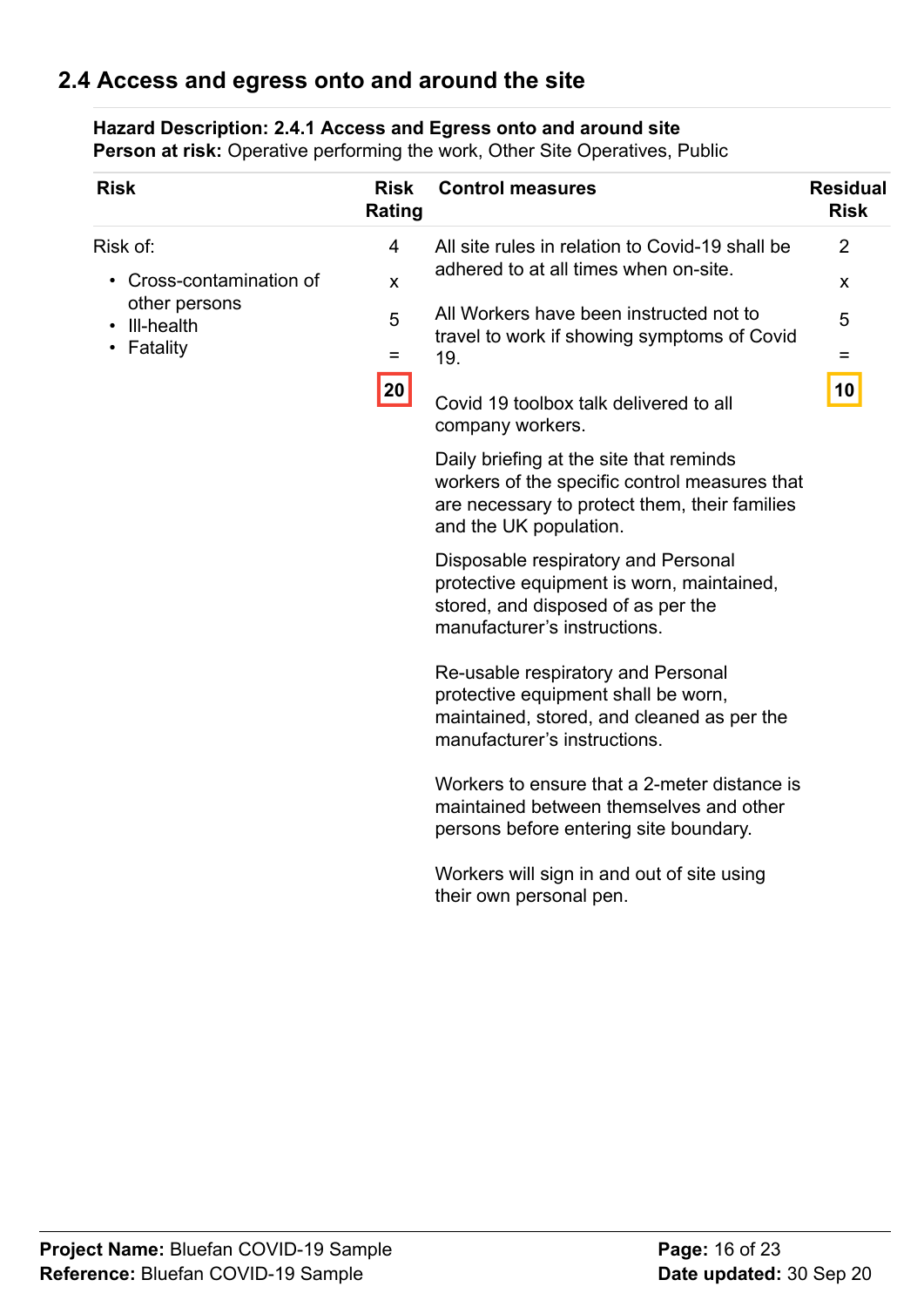## 2.4 Access and egress onto and around the site

**Hazard Description: 2.4.1 Access and Egress onto and around site**
**Person at risk:** Operative performing the work, Other Site Operatives, Public

| Risk | Risk Rating | Control measures | Residual Risk |
|---|---|---|---|
| Risk of:<br>• Cross-contamination of other persons<br>• Ill-health<br>• Fatality | 4<br>x<br>5<br>=<br>**20** | All site rules in relation to Covid-19 shall be adhered to at all times when on-site.<br><br>All Workers have been instructed not to travel to work if showing symptoms of Covid 19.<br><br>Covid 19 toolbox talk delivered to all company workers.<br><br>Daily briefing at the site that reminds workers of the specific control measures that are necessary to protect them, their families and the UK population.<br><br>Disposable respiratory and Personal protective equipment is worn, maintained, stored, and disposed of as per the manufacturer's instructions.<br><br>Re-usable respiratory and Personal protective equipment shall be worn, maintained, stored, and cleaned as per the manufacturer's instructions.<br><br>Workers to ensure that a 2-meter distance is maintained between themselves and other persons before entering site boundary.<br><br>Workers will sign in and out of site using their own personal pen. | 2<br>x<br>5<br>=<br>**10** |

**Project Name:** Bluefan COVID-19 Sample
**Reference:** Bluefan COVID-19 Sample
**Date updated:** 30 Sep 20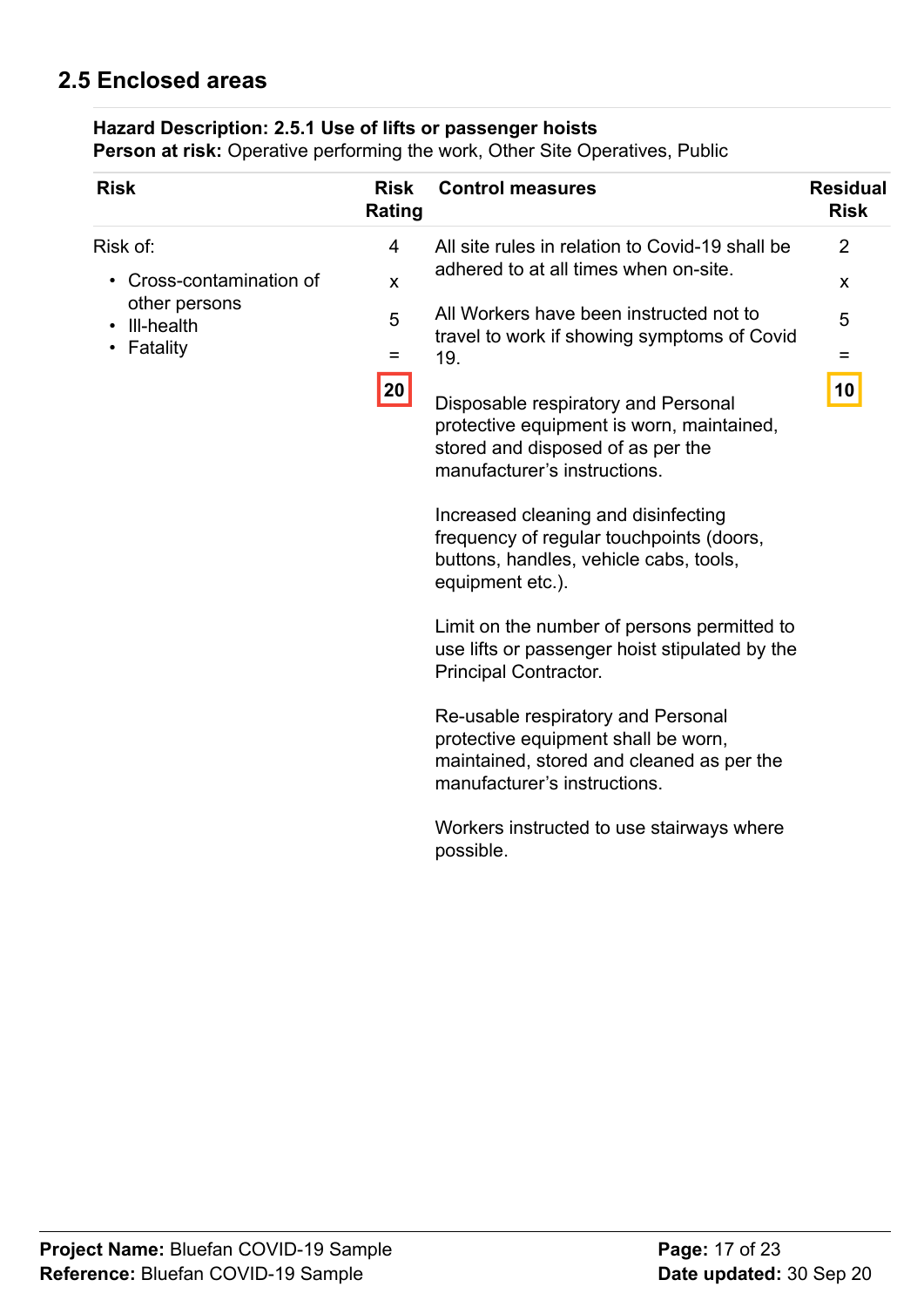## 2.5 Enclosed areas

**Hazard Description: 2.5.1 Use of lifts or passenger hoists**
**Person at risk:** Operative performing the work, Other Site Operatives, Public

| Risk | Risk Rating | Control measures | Residual Risk |
|---|---|---|---|
| Risk of:<br>• Cross-contamination of other persons<br>• Ill-health<br>• Fatality | 4<br>x<br>5<br>=<br>**20** | All site rules in relation to Covid-19 shall be adhered to at all times when on-site.<br><br>All Workers have been instructed not to travel to work if showing symptoms of Covid 19.<br><br>Disposable respiratory and Personal protective equipment is worn, maintained, stored and disposed of as per the manufacturer's instructions.<br><br>Increased cleaning and disinfecting frequency of regular touchpoints (doors, buttons, handles, vehicle cabs, tools, equipment etc.).<br><br>Limit on the number of persons permitted to use lifts or passenger hoist stipulated by the Principal Contractor.<br><br>Re-usable respiratory and Personal protective equipment shall be worn, maintained, stored and cleaned as per the manufacturer's instructions.<br><br>Workers instructed to use stairways where possible. | 2<br>x<br>5<br>=<br>**10** |

**Project Name:** Bluefan COVID-19 Sample
**Reference:** Bluefan COVID-19 Sample
**Date updated:** 30 Sep 20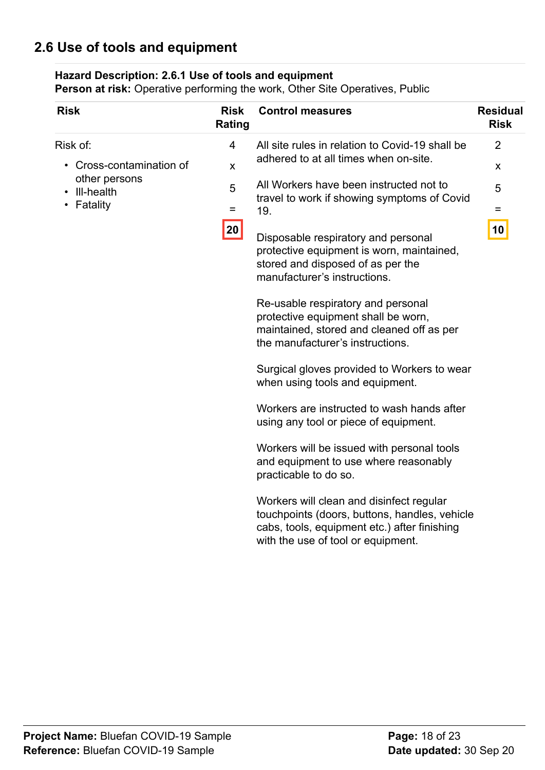## 2.6 Use of tools and equipment

**Hazard Description: 2.6.1 Use of tools and equipment**
**Person at risk:** Operative performing the work, Other Site Operatives, Public

| Risk | Risk Rating | Control measures | Residual Risk |
|---|---|---|---|
| Risk of:<br>• Cross-contamination of other persons<br>• Ill-health<br>• Fatality | 4<br>x<br>5<br>=<br>**20** | All site rules in relation to Covid-19 shall be adhered to at all times when on-site.<br><br>All Workers have been instructed not to travel to work if showing symptoms of Covid 19.<br><br>Disposable respiratory and personal protective equipment is worn, maintained, stored and disposed of as per the manufacturer's instructions.<br><br>Re-usable respiratory and personal protective equipment shall be worn, maintained, stored and cleaned off as per the manufacturer's instructions.<br><br>Surgical gloves provided to Workers to wear when using tools and equipment.<br><br>Workers are instructed to wash hands after using any tool or piece of equipment.<br><br>Workers will be issued with personal tools and equipment to use where reasonably practicable to do so.<br><br>Workers will clean and disinfect regular touchpoints (doors, buttons, handles, vehicle cabs, tools, equipment etc.) after finishing with the use of tool or equipment. | 2<br>x<br>5<br>=<br>**10** |

**Project Name:** Bluefan COVID-19 Sample
**Reference:** Bluefan COVID-19 Sample
**Date updated:** 30 Sep 20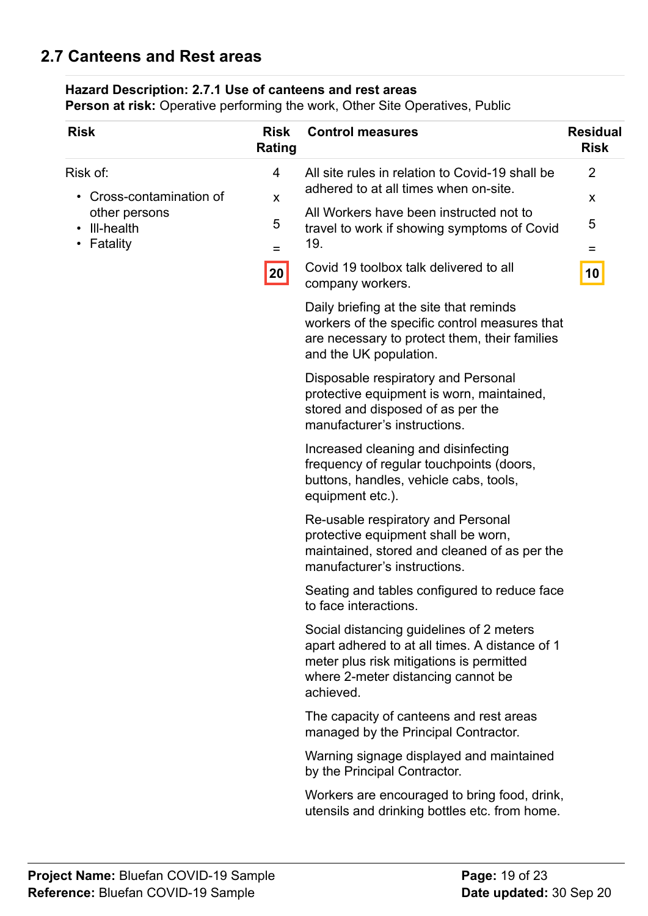## 2.7 Canteens and Rest areas

**Hazard Description: 2.7.1 Use of canteens and rest areas**
**Person at risk:** Operative performing the work, Other Site Operatives, Public

| Risk | Risk Rating | Control measures | Residual Risk |
|---|---|---|---|
| Risk of:<br>• Cross-contamination of other persons<br>• Ill-health<br>• Fatality | 4<br>x<br>5<br>=<br>**20** | All site rules in relation to Covid-19 shall be adhered to at all times when on-site.<br><br>All Workers have been instructed not to travel to work if showing symptoms of Covid 19.<br><br>Covid 19 toolbox talk delivered to all company workers.<br><br>Daily briefing at the site that reminds workers of the specific control measures that are necessary to protect them, their families and the UK population.<br><br>Disposable respiratory and Personal protective equipment is worn, maintained, stored and disposed of as per the manufacturer's instructions.<br><br>Increased cleaning and disinfecting frequency of regular touchpoints (doors, buttons, handles, vehicle cabs, tools, equipment etc.).<br><br>Re-usable respiratory and Personal protective equipment shall be worn, maintained, stored and cleaned of as per the manufacturer's instructions.<br><br>Seating and tables configured to reduce face to face interactions.<br><br>Social distancing guidelines of 2 meters apart adhered to at all times. A distance of 1 meter plus risk mitigations is permitted where 2-meter distancing cannot be achieved.<br><br>The capacity of canteens and rest areas managed by the Principal Contractor.<br><br>Warning signage displayed and maintained by the Principal Contractor.<br><br>Workers are encouraged to bring food, drink, utensils and drinking bottles etc. from home. | 2<br>x<br>5<br>=<br>**10** |

**Project Name:** Bluefan COVID-19 Sample
**Reference:** Bluefan COVID-19 Sample
**Date updated:** 30 Sep 20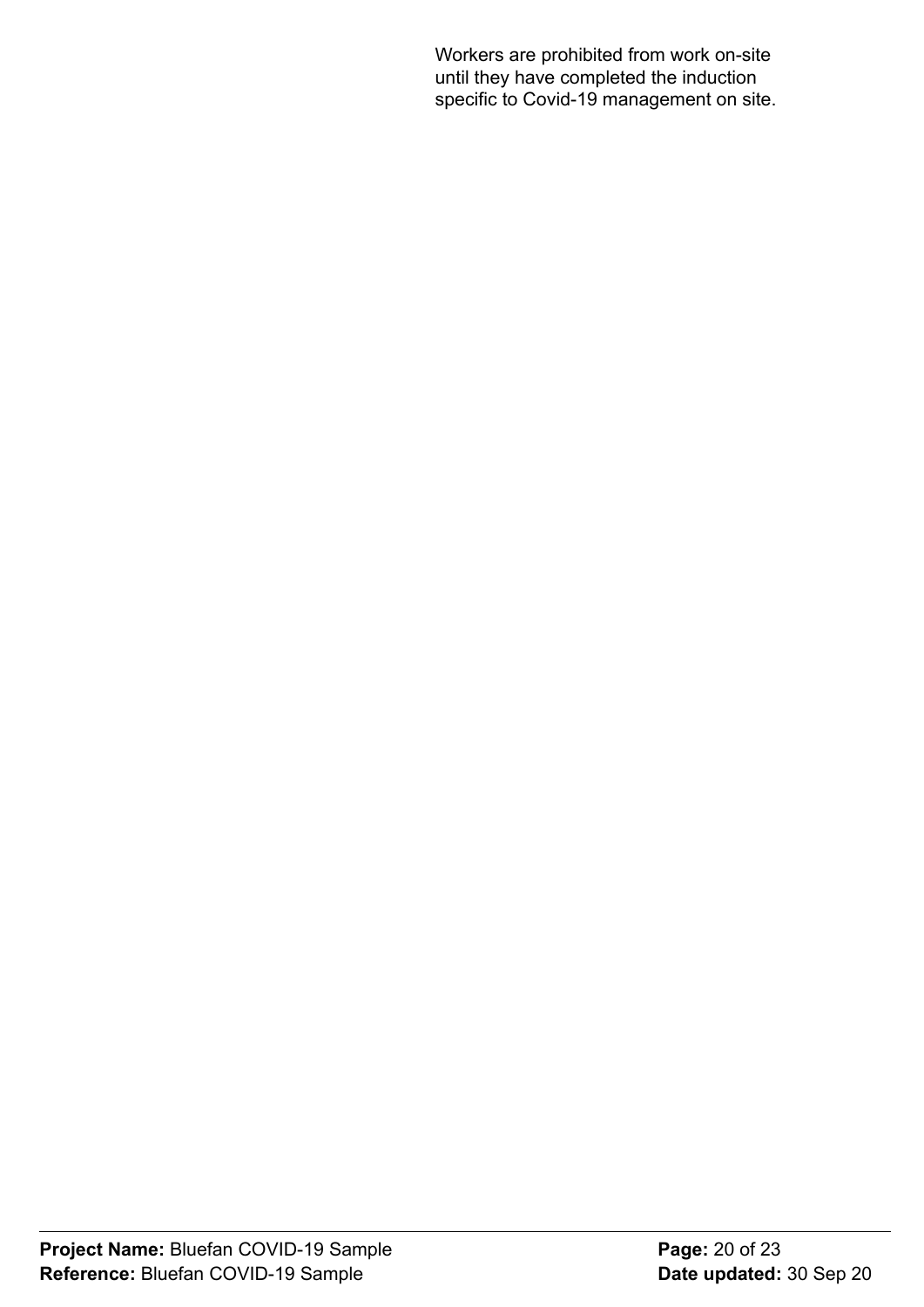Workers are prohibited from work on-site until they have completed the induction specific to Covid-19 management on site.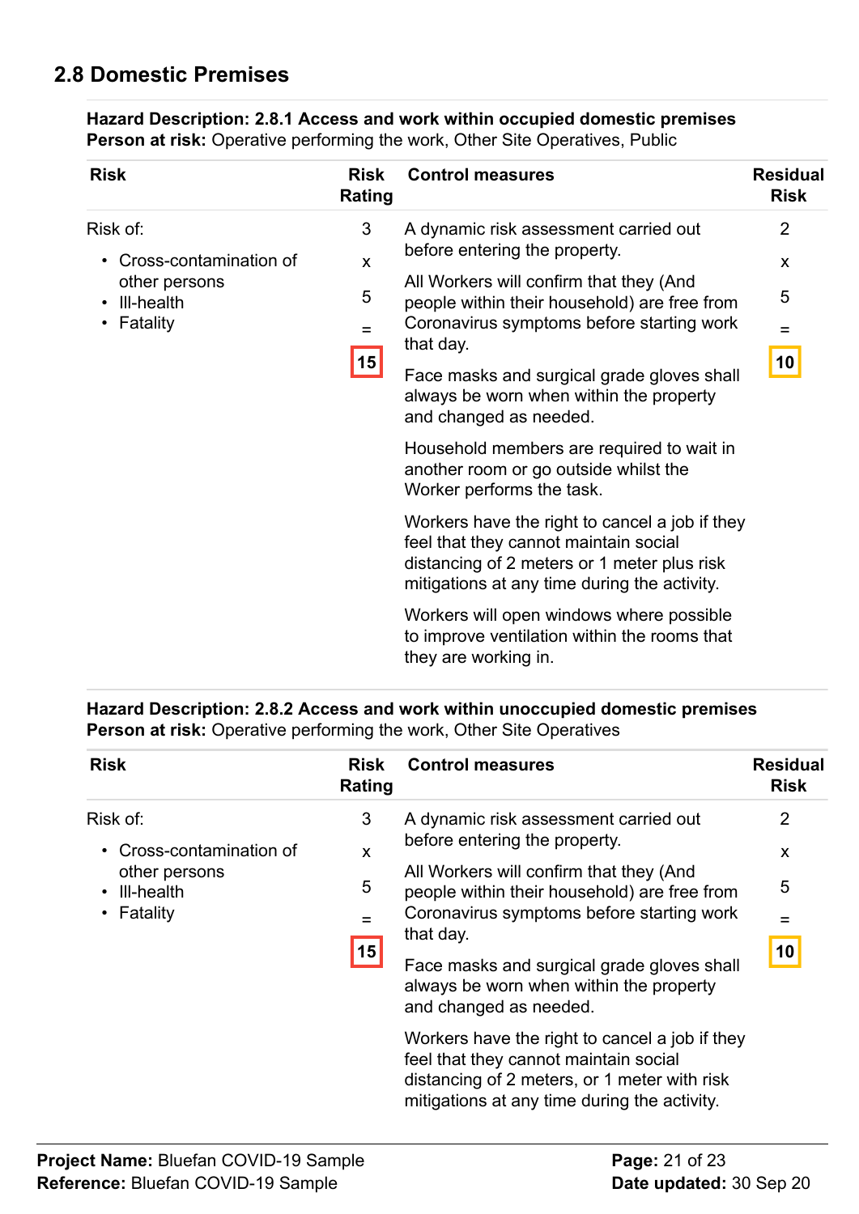## 2.8 Domestic Premises

**Hazard Description: 2.8.1 Access and work within occupied domestic premises**
**Person at risk:** Operative performing the work, Other Site Operatives, Public

| Risk | Risk Rating | Control measures | Residual Risk |
|---|---|---|---|
| Risk of:<br>• Cross-contamination of other persons<br>• Ill-health<br>• Fatality | 3<br>x<br>5<br>=<br>**15** | A dynamic risk assessment carried out before entering the property.<br><br>All Workers will confirm that they (And people within their household) are free from Coronavirus symptoms before starting work that day.<br><br>Face masks and surgical grade gloves shall always be worn when within the property and changed as needed.<br><br>Household members are required to wait in another room or go outside whilst the Worker performs the task.<br><br>Workers have the right to cancel a job if they feel that they cannot maintain social distancing of 2 meters or 1 meter plus risk mitigations at any time during the activity.<br><br>Workers will open windows where possible to improve ventilation within the rooms that they are working in. | 2<br>x<br>5<br>=<br>**10** |

**Hazard Description: 2.8.2 Access and work within unoccupied domestic premises**
**Person at risk:** Operative performing the work, Other Site Operatives

| Risk | Risk Rating | Control measures | Residual Risk |
|---|---|---|---|
| Risk of:<br>• Cross-contamination of other persons<br>• Ill-health<br>• Fatality | 3<br>x<br>5<br>=<br>**15** | A dynamic risk assessment carried out before entering the property.<br><br>All Workers will confirm that they (And people within their household) are free from Coronavirus symptoms before starting work that day.<br><br>Face masks and surgical grade gloves shall always be worn when within the property and changed as needed.<br><br>Workers have the right to cancel a job if they feel that they cannot maintain social distancing of 2 meters, or 1 meter with risk mitigations at any time during the activity. | 2<br>x<br>5<br>=<br>**10** |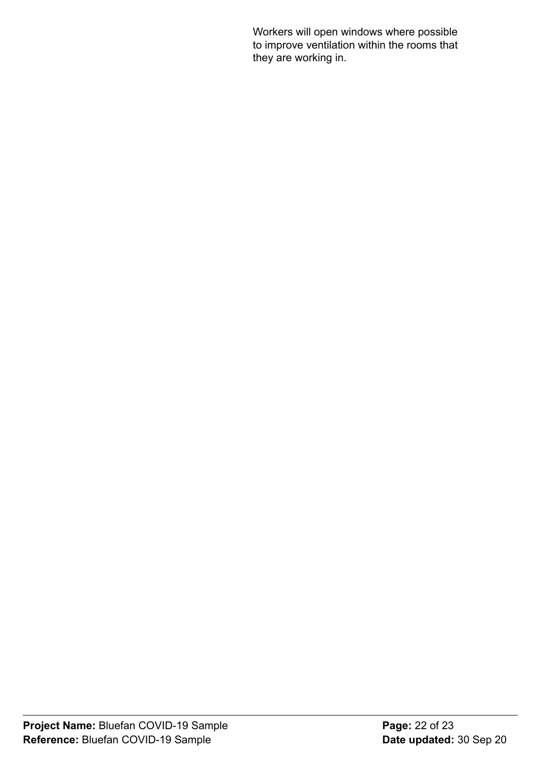Workers will open windows where possible to improve ventilation within the rooms that they are working in.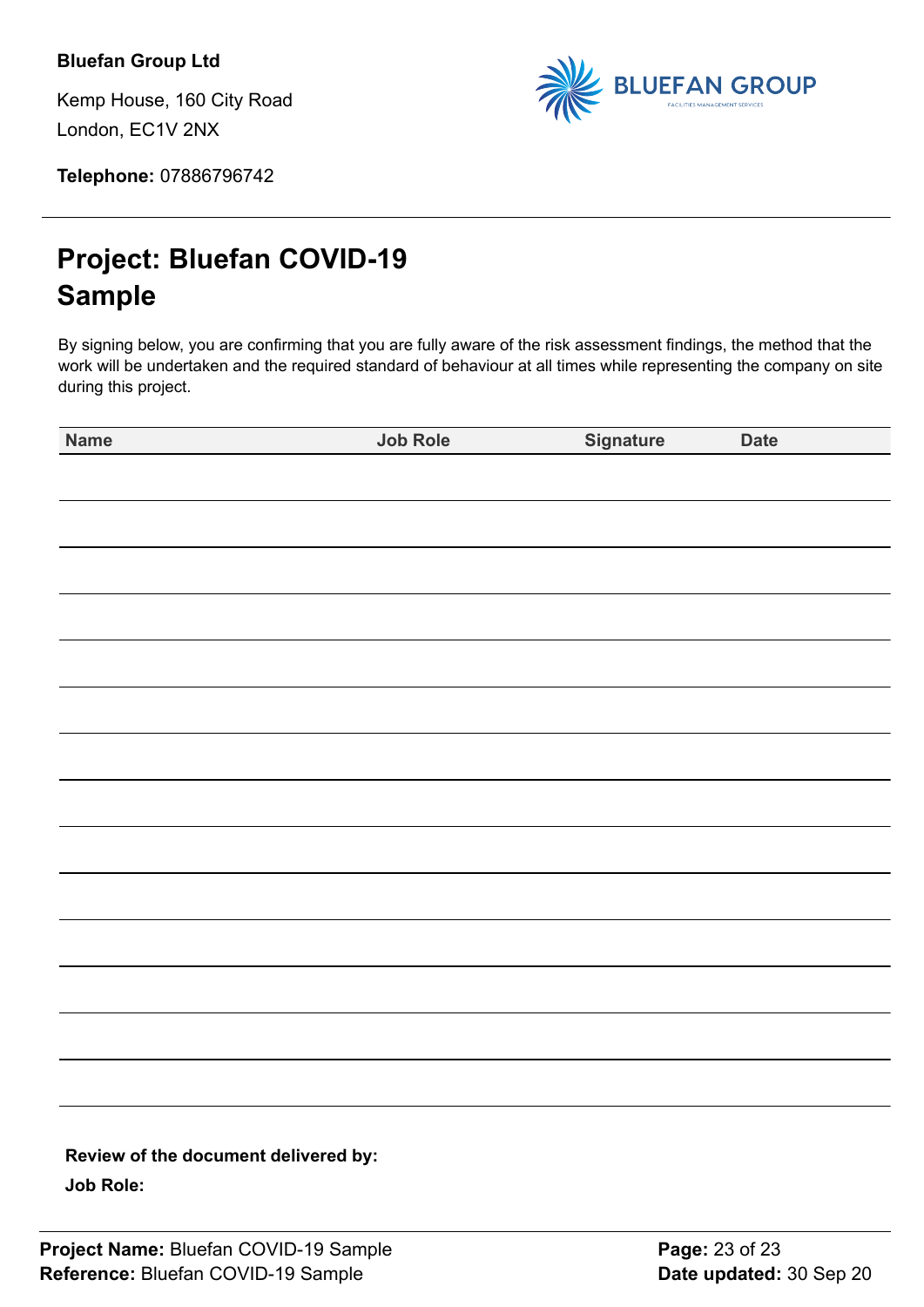**Bluefan Group Ltd**

Kemp House, 160 City Road
London, EC1V 2NX

**Telephone:** 07886796742

# Project: Bluefan COVID-19 Sample

By signing below, you are confirming that you are fully aware of the risk assessment findings, the method that the work will be undertaken and the required standard of behaviour at all times while representing the company on site during this project.

| Name | Job Role | Signature | Date |
| --- | --- | --- | --- |
| | | | |
| | | | |
| | | | |
| | | | |
| | | | |
| | | | |
| | | | |
| | | | |
| | | | |
| | | | |
| | | | |
| | | | |
| | | | |
| | | | |

**Review of the document delivered by:**

**Job Role:**

**Project Name:** Bluefan COVID-19 Sample
**Reference:** Bluefan COVID-19 Sample
**Date updated:** 30 Sep 20